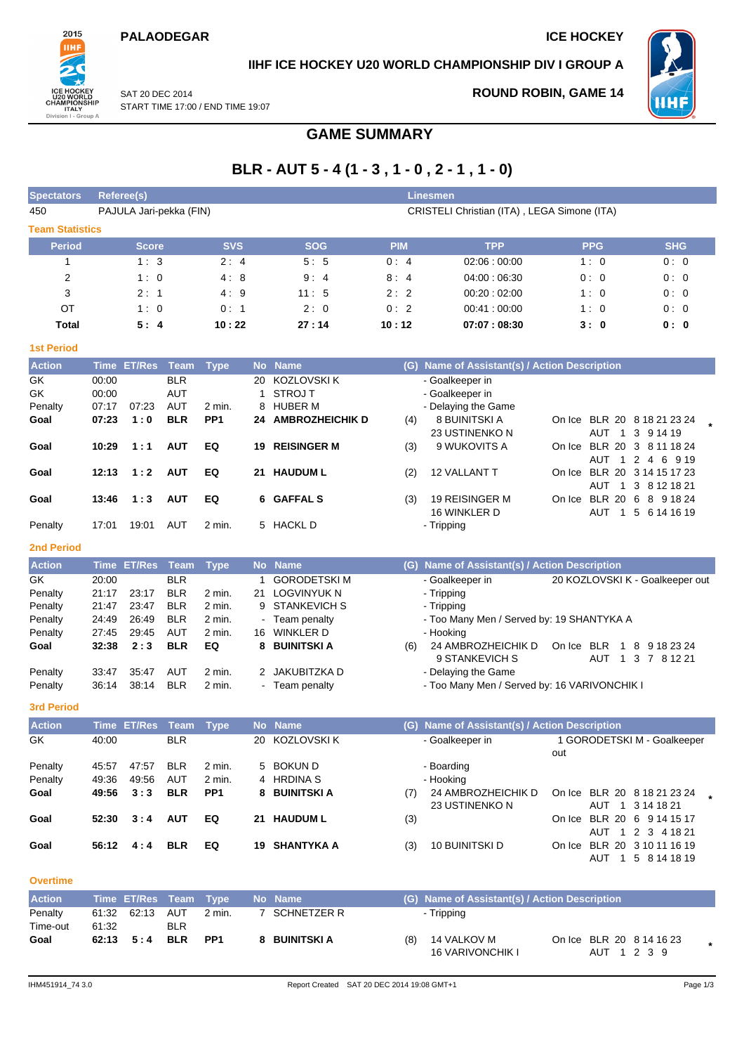PALAODEGAR

ICE HOCKEY

# IIHF ICE HOCKEY U20 WORLD CHAMPIONSHIP DIV I GROUP A

SAT 20 DEC 2014
START TIME 17:00 / END TIME 19:07

ROUND ROBIN, GAME 14

## GAME SUMMARY

## BLR - AUT 5 - 4 (1 - 3 , 1 - 0 , 2 - 1 , 1 - 0)

| Spectators | Referee(s) | Linesmen |
|---|---|---|
| 450 | PAJULA Jari-pekka (FIN) | CRISTELI Christian (ITA) , LEGA Simone (ITA) |

### Team Statistics

| Period | Score | SVS | SOG | PIM | TPP | PPG | SHG |
|---|---|---|---|---|---|---|---|
| 1 | 1 : 3 | 2 : 4 | 5 : 5 | 0 : 4 | 02:06 : 00:00 | 1 : 0 | 0 : 0 |
| 2 | 1 : 0 | 4 : 8 | 9 : 4 | 8 : 4 | 04:00 : 06:30 | 0 : 0 | 0 : 0 |
| 3 | 2 : 1 | 4 : 9 | 11 : 5 | 2 : 2 | 00:20 : 02:00 | 1 : 0 | 0 : 0 |
| OT | 1 : 0 | 0 : 1 | 2 : 0 | 0 : 2 | 00:41 : 00:00 | 1 : 0 | 0 : 0 |
| **Total** | **5 : 4** | **10 : 22** | **27 : 14** | **10 : 12** | **07:07 : 08:30** | **3 : 0** | **0 : 0** |

### 1st Period

| Action | Time | ET/Res | Team | Type | No | Name | (G) | Name of Assistant(s) / Action Description | On Ice | |
|---|---|---|---|---|---|---|---|---|---|---|
| GK | 00:00 | | BLR | | 20 | KOZLOVSKI K | | - Goalkeeper in | | |
| GK | 00:00 | | AUT | | 1 | STROJ T | | - Goalkeeper in | | |
| Penalty | 07:17 | 07:23 | AUT | 2 min. | 8 | HUBER M | | - Delaying the Game | | |
| **Goal** | **07:23** | **1 : 0** | **BLR** | **PP1** | **24** | **AMBROZHEICHIK D** | (4) | 8 BUINITSKI A<br>23 USTINENKO N | On Ice BLR 20 8 18 21 23 24<br>AUT 1 3 9 14 19 | * |
| **Goal** | **10:29** | **1 : 1** | **AUT** | **EQ** | **19** | **REISINGER M** | (3) | 9 WUKOVITS A | On Ice BLR 20 3 8 11 18 24<br>AUT 1 2 4 6 9 19 | |
| **Goal** | **12:13** | **1 : 2** | **AUT** | **EQ** | **21** | **HAUDUM L** | (2) | 12 VALLANT T | On Ice BLR 20 3 14 15 17 23<br>AUT 1 3 8 12 18 21 | |
| **Goal** | **13:46** | **1 : 3** | **AUT** | **EQ** | **6** | **GAFFAL S** | (3) | 19 REISINGER M<br>16 WINKLER D | On Ice BLR 20 6 8 9 18 24<br>AUT 1 5 6 14 16 19 | |
| Penalty | 17:01 | 19:01 | AUT | 2 min. | 5 | HACKL D | | - Tripping | | |

### 2nd Period

| Action | Time | ET/Res | Team | Type | No | Name | (G) | Name of Assistant(s) / Action Description | On Ice |
|---|---|---|---|---|---|---|---|---|---|
| GK | 20:00 | | BLR | | 1 | GORODETSKI M | | - Goalkeeper in | 20 KOZLOVSKI K - Goalkeeper out |
| Penalty | 21:17 | 23:17 | BLR | 2 min. | 21 | LOGVINYUK N | | - Tripping | |
| Penalty | 21:47 | 23:47 | BLR | 2 min. | 9 | STANKEVICH S | | - Tripping | |
| Penalty | 24:49 | 26:49 | BLR | 2 min. | - | Team penalty | | - Too Many Men / Served by: 19 SHANTYKA A | |
| Penalty | 27:45 | 29:45 | AUT | 2 min. | 16 | WINKLER D | | - Hooking | |
| **Goal** | **32:38** | **2 : 3** | **BLR** | **EQ** | **8** | **BUINITSKI A** | (6) | 24 AMBROZHEICHIK D<br>9 STANKEVICH S | On Ice BLR 1 8 9 18 23 24<br>AUT 1 3 7 8 12 21 |
| Penalty | 33:47 | 35:47 | AUT | 2 min. | 2 | JAKUBITZKA D | | - Delaying the Game | |
| Penalty | 36:14 | 38:14 | BLR | 2 min. | - | Team penalty | | - Too Many Men / Served by: 16 VARIVONCHIK I | |

### 3rd Period

| Action | Time | ET/Res | Team | Type | No | Name | (G) | Name of Assistant(s) / Action Description | On Ice | |
|---|---|---|---|---|---|---|---|---|---|---|
| GK | 40:00 | | BLR | | 20 | KOZLOVSKI K | | - Goalkeeper in | 1 GORODETSKI M - Goalkeeper out | |
| Penalty | 45:57 | 47:57 | BLR | 2 min. | 5 | BOKUN D | | - Boarding | | |
| Penalty | 49:36 | 49:56 | AUT | 2 min. | 4 | HRDINA S | | - Hooking | | |
| **Goal** | **49:56** | **3 : 3** | **BLR** | **PP1** | **8** | **BUINITSKI A** | (7) | 24 AMBROZHEICHIK D<br>23 USTINENKO N | On Ice BLR 20 8 18 21 23 24<br>AUT 1 3 14 18 21 | * |
| **Goal** | **52:30** | **3 : 4** | **AUT** | **EQ** | **21** | **HAUDUM L** | (3) | | On Ice BLR 20 6 9 14 15 17<br>AUT 1 2 3 4 18 21 | |
| **Goal** | **56:12** | **4 : 4** | **BLR** | **EQ** | **19** | **SHANTYKA A** | (3) | 10 BUINITSKI D | On Ice BLR 20 3 10 11 16 19<br>AUT 1 5 8 14 18 19 | |

### Overtime

| Action | Time | ET/Res | Team | Type | No | Name | (G) | Name of Assistant(s) / Action Description | On Ice | |
|---|---|---|---|---|---|---|---|---|---|---|
| Penalty | 61:32 | 62:13 | AUT | 2 min. | 7 | SCHNETZER R | | - Tripping | | |
| Time-out | 61:32 | | BLR | | | | | | | |
| **Goal** | **62:13** | **5 : 4** | **BLR** | **PP1** | **8** | **BUINITSKI A** | (8) | 14 VALKOV M<br>16 VARIVONCHIK I | On Ice BLR 20 8 14 16 23<br>AUT 1 2 3 9 | * |

IHM451914_74 3.0 Report Created SAT 20 DEC 2014 19:08 GMT+1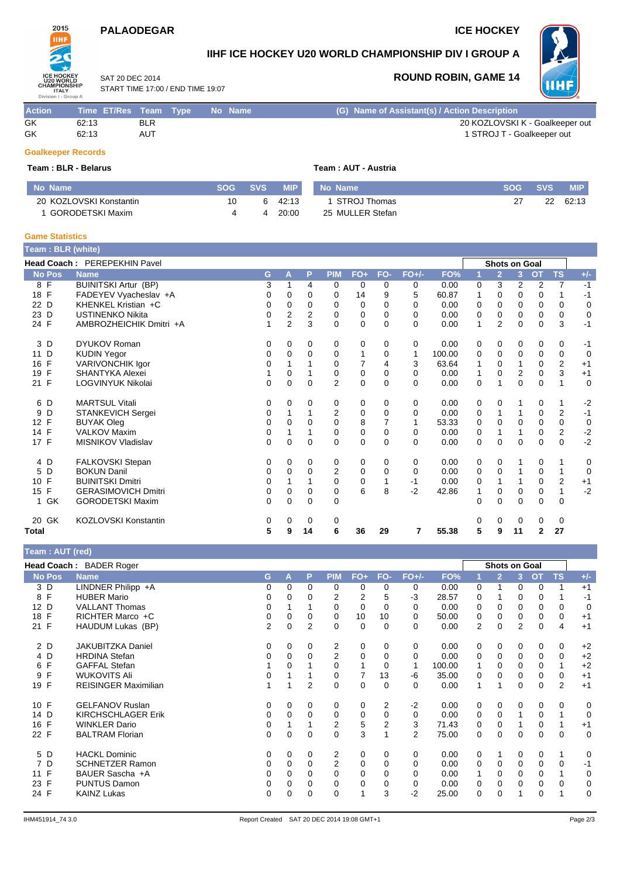# PALAODEGAR

# ICE HOCKEY

## IIHF ICE HOCKEY U20 WORLD CHAMPIONSHIP DIV I GROUP A

SAT 20 DEC 2014
START TIME 17:00 / END TIME 19:07

### ROUND ROBIN, GAME 14

| Action | Time | ET/Res | Team | Type | No | Name | (G) Name of Assistant(s) / Action Description |
|---|---|---|---|---|---|---|---|
| GK | 62:13 | | BLR | | | | 20 KOZLOVSKI K - Goalkeeper out |
| GK | 62:13 | | AUT | | | | 1 STROJ T - Goalkeeper out |

### Goalkeeper Records

**Team : BLR - Belarus**

| No | Name | SOG | SVS | MIP |
|---|---|---|---|---|
| 20 | KOZLOVSKI Konstantin | 10 | 6 | 42:13 |
| 1 | GORODETSKI Maxim | 4 | 4 | 20:00 |

**Team : AUT - Austria**

| No | Name | SOG | SVS | MIP |
|---|---|---|---|---|
| 1 | STROJ Thomas | 27 | 22 | 62:13 |
| 25 | MULLER Stefan | | | |

### Game Statistics

**Team : BLR (white)**

**Head Coach :** PEREPEKHIN Pavel

| No | Pos | Name | G | A | P | PIM | FO+ | FO- | FO+/- | FO% | 1 | 2 | 3 | OT | TS | +/- |
|---|---|---|---|---|---|---|---|---|---|---|---|---|---|---|---|---|
| 8 | F | BUINITSKI Artur (BP) | 3 | 1 | 4 | 0 | 0 | 0 | 0 | 0.00 | 0 | 3 | 2 | 2 | 7 | -1 |
| 18 | F | FADEYEV Vyacheslav +A | 0 | 0 | 0 | 0 | 14 | 9 | 5 | 60.87 | 1 | 0 | 0 | 0 | 1 | -1 |
| 22 | D | KHENKEL Kristian +C | 0 | 0 | 0 | 0 | 0 | 0 | 0 | 0.00 | 0 | 0 | 0 | 0 | 0 | 0 |
| 23 | D | USTINENKO Nikita | 0 | 2 | 2 | 0 | 0 | 0 | 0 | 0.00 | 0 | 0 | 0 | 0 | 0 | 0 |
| 24 | F | AMBROZHEICHIK Dmitri +A | 1 | 2 | 3 | 0 | 0 | 0 | 0 | 0.00 | 1 | 2 | 0 | 0 | 3 | -1 |
| 3 | D | DYUKOV Roman | 0 | 0 | 0 | 0 | 0 | 0 | 0 | 0.00 | 0 | 0 | 0 | 0 | 0 | -1 |
| 11 | D | KUDIN Yegor | 0 | 0 | 0 | 0 | 1 | 0 | 1 | 100.00 | 0 | 0 | 0 | 0 | 0 | 0 |
| 16 | F | VARIVONCHIK Igor | 0 | 1 | 1 | 0 | 7 | 4 | 3 | 63.64 | 1 | 0 | 1 | 0 | 2 | +1 |
| 19 | F | SHANTYKA Alexei | 1 | 0 | 1 | 0 | 0 | 0 | 0 | 0.00 | 1 | 0 | 2 | 0 | 3 | +1 |
| 21 | F | LOGVINYUK Nikolai | 0 | 0 | 0 | 2 | 0 | 0 | 0 | 0.00 | 0 | 1 | 0 | 0 | 1 | 0 |
| 6 | D | MARTSUL Vitali | 0 | 0 | 0 | 0 | 0 | 0 | 0 | 0.00 | 0 | 0 | 1 | 0 | 1 | -2 |
| 9 | D | STANKEVICH Sergei | 0 | 1 | 1 | 2 | 0 | 0 | 0 | 0.00 | 0 | 1 | 1 | 0 | 2 | -1 |
| 12 | F | BUYAK Oleg | 0 | 0 | 0 | 0 | 8 | 7 | 1 | 53.33 | 0 | 0 | 0 | 0 | 0 | 0 |
| 14 | F | VALKOV Maxim | 0 | 1 | 1 | 0 | 0 | 0 | 0 | 0.00 | 0 | 1 | 1 | 0 | 2 | -2 |
| 17 | F | MISNIKOV Vladislav | 0 | 0 | 0 | 0 | 0 | 0 | 0 | 0.00 | 0 | 0 | 0 | 0 | 0 | -2 |
| 4 | D | FALKOVSKI Stepan | 0 | 0 | 0 | 0 | 0 | 0 | 0 | 0.00 | 0 | 0 | 1 | 0 | 1 | 0 |
| 5 | D | BOKUN Danil | 0 | 0 | 0 | 2 | 0 | 0 | 0 | 0.00 | 0 | 0 | 1 | 0 | 1 | 0 |
| 10 | F | BUINITSKI Dmitri | 0 | 1 | 1 | 0 | 0 | 1 | -1 | 0.00 | 0 | 1 | 1 | 0 | 2 | +1 |
| 15 | F | GERASIMOVICH Dmitri | 0 | 0 | 0 | 0 | 6 | 8 | -2 | 42.86 | 1 | 0 | 0 | 0 | 1 | -2 |
| 1 | GK | GORODETSKI Maxim | 0 | 0 | 0 | 0 | | | | | 0 | 0 | 0 | 0 | 0 | |
| 20 | GK | KOZLOVSKI Konstantin | 0 | 0 | 0 | 0 | | | | | 0 | 0 | 0 | 0 | 0 | |
| **Total** | | | **5** | **9** | **14** | **6** | **36** | **29** | **7** | **55.38** | **5** | **9** | **11** | **2** | **27** | |

**Team : AUT (red)**

**Head Coach :** BADER Roger

| No | Pos | Name | G | A | P | PIM | FO+ | FO- | FO+/- | FO% | 1 | 2 | 3 | OT | TS | +/- |
|---|---|---|---|---|---|---|---|---|---|---|---|---|---|---|---|---|
| 3 | D | LINDNER Philipp +A | 0 | 0 | 0 | 0 | 0 | 0 | 0 | 0.00 | 0 | 1 | 0 | 0 | 1 | +1 |
| 8 | F | HUBER Mario | 0 | 0 | 0 | 2 | 2 | 5 | -3 | 28.57 | 0 | 1 | 0 | 0 | 1 | -1 |
| 12 | D | VALLANT Thomas | 0 | 1 | 1 | 0 | 0 | 0 | 0 | 0.00 | 0 | 0 | 0 | 0 | 0 | 0 |
| 18 | F | RICHTER Marco +C | 0 | 0 | 0 | 0 | 10 | 10 | 0 | 50.00 | 0 | 0 | 0 | 0 | 0 | +1 |
| 21 | F | HAUDUM Lukas (BP) | 2 | 0 | 2 | 0 | 0 | 0 | 0 | 0.00 | 2 | 0 | 2 | 0 | 4 | +1 |
| 2 | D | JAKUBITZKA Daniel | 0 | 0 | 0 | 2 | 0 | 0 | 0 | 0.00 | 0 | 0 | 0 | 0 | 0 | +2 |
| 4 | D | HRDINA Stefan | 0 | 0 | 0 | 2 | 0 | 0 | 0 | 0.00 | 0 | 0 | 0 | 0 | 0 | +2 |
| 6 | F | GAFFAL Stefan | 1 | 0 | 1 | 0 | 1 | 0 | 1 | 100.00 | 1 | 0 | 0 | 0 | 1 | +2 |
| 9 | F | WUKOVITS Ali | 0 | 1 | 1 | 0 | 7 | 13 | -6 | 35.00 | 0 | 0 | 0 | 0 | 0 | +1 |
| 19 | F | REISINGER Maximilian | 1 | 1 | 2 | 0 | 0 | 0 | 0 | 0.00 | 1 | 1 | 0 | 0 | 2 | +1 |
| 10 | F | GELFANOV Ruslan | 0 | 0 | 0 | 0 | 0 | 2 | -2 | 0.00 | 0 | 0 | 0 | 0 | 0 | 0 |
| 14 | D | KIRCHSCHLAGER Erik | 0 | 0 | 0 | 0 | 0 | 0 | 0 | 0.00 | 0 | 0 | 1 | 0 | 1 | 0 |
| 16 | F | WINKLER Dario | 0 | 1 | 1 | 2 | 5 | 2 | 3 | 71.43 | 0 | 0 | 1 | 0 | 1 | +1 |
| 22 | F | BALTRAM Florian | 0 | 0 | 0 | 0 | 3 | 1 | 2 | 75.00 | 0 | 0 | 0 | 0 | 0 | 0 |
| 5 | D | HACKL Dominic | 0 | 0 | 0 | 2 | 0 | 0 | 0 | 0.00 | 0 | 1 | 0 | 0 | 1 | 0 |
| 7 | D | SCHNETZER Ramon | 0 | 0 | 0 | 2 | 0 | 0 | 0 | 0.00 | 0 | 0 | 0 | 0 | 0 | -1 |
| 11 | F | BAUER Sascha +A | 0 | 0 | 0 | 0 | 0 | 0 | 0 | 0.00 | 1 | 0 | 0 | 0 | 1 | 0 |
| 23 | F | PUNTUS Damon | 0 | 0 | 0 | 0 | 0 | 0 | 0 | 0.00 | 0 | 0 | 0 | 0 | 0 | 0 |
| 24 | F | KAINZ Lukas | 0 | 0 | 0 | 0 | 1 | 3 | -2 | 25.00 | 0 | 0 | 1 | 0 | 1 | 0 |

IHM451914_74 3.0 Report Created SAT 20 DEC 2014 19:08 GMT+1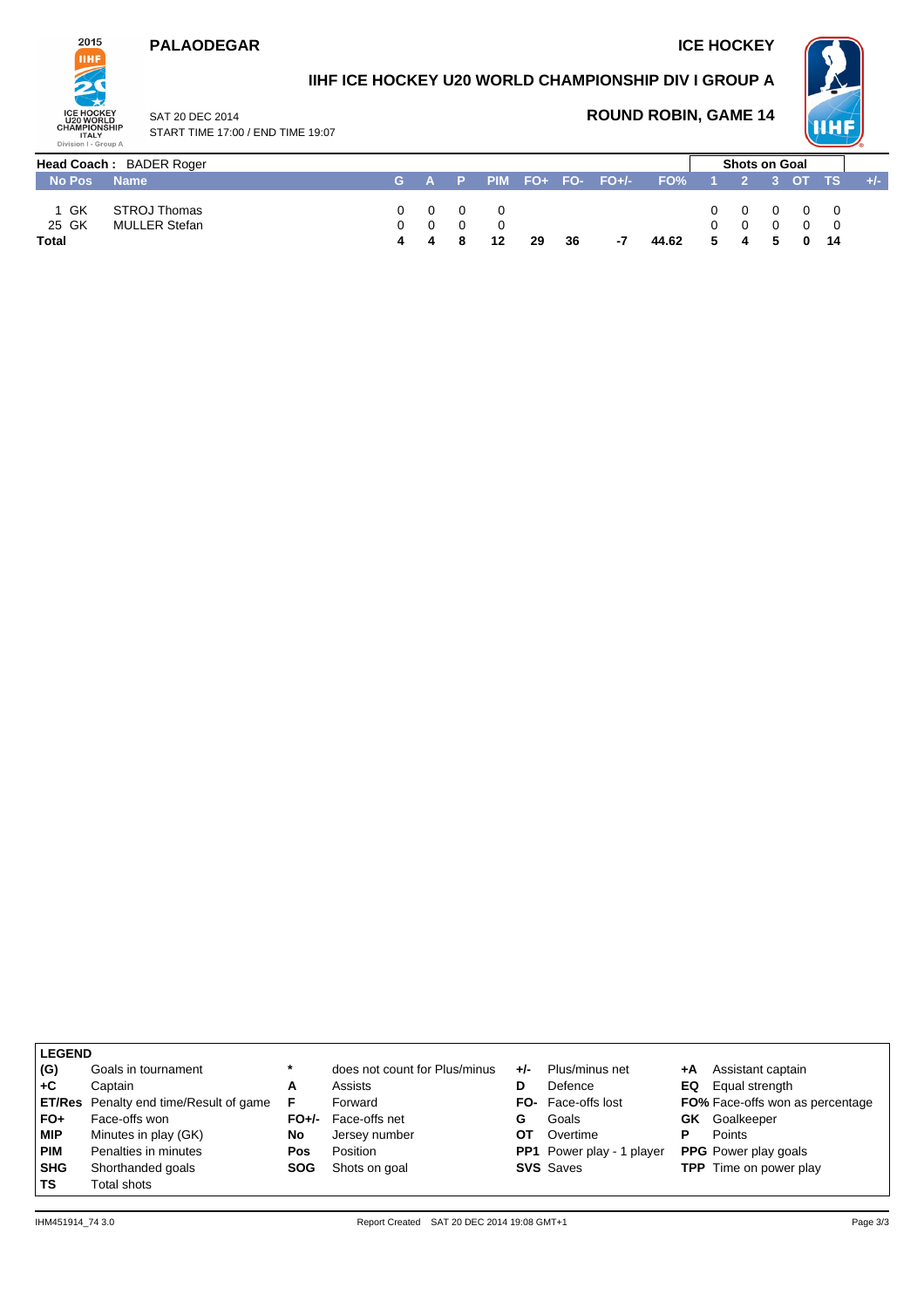**PALAODEGAR** — **ICE HOCKEY**

## IIHF ICE HOCKEY U20 WORLD CHAMPIONSHIP DIV I GROUP A

SAT 20 DEC 2014
START TIME 17:00 / END TIME 19:07

### ROUND ROBIN, GAME 14

**Head Coach :** BADER Roger

| No | Pos | Name | G | A | P | PIM | FO+ | FO- | FO+/- | FO% | 1 | 2 | 3 | OT | TS | +/- |
|---|---|---|---|---|---|---|---|---|---|---|---|---|---|---|---|---|
| 1 | GK | STROJ Thomas | 0 | 0 | 0 | 0 | | | | | 0 | 0 | 0 | 0 | 0 | |
| 25 | GK | MULLER Stefan | 0 | 0 | 0 | 0 | | | | | 0 | 0 | 0 | 0 | 0 | |
| **Total** | | | **4** | **4** | **8** | **12** | **29** | **36** | **-7** | **44.62** | **5** | **4** | **5** | **0** | **14** | |

Shots on Goal: columns 1, 2, 3, OT, TS

**LEGEND**

| | | | | | | | |
|---|---|---|---|---|---|---|---|
| **(G)** | Goals in tournament | **\*** | does not count for Plus/minus | **+/-** | Plus/minus net | **+A** | Assistant captain |
| **+C** | Captain | **A** | Assists | **D** | Defence | **EQ** | Equal strength |
| **ET/Res** | Penalty end time/Result of game | **F** | Forward | **FO-** | Face-offs lost | **FO%** | Face-offs won as percentage |
| **FO+** | Face-offs won | **FO+/-** | Face-offs net | **G** | Goals | **GK** | Goalkeeper |
| **MIP** | Minutes in play (GK) | **No** | Jersey number | **OT** | Overtime | **P** | Points |
| **PIM** | Penalties in minutes | **Pos** | Position | **PP1** | Power play - 1 player | **PPG** | Power play goals |
| **SHG** | Shorthanded goals | **SOG** | Shots on goal | **SVS** | Saves | **TPP** | Time on power play |
| **TS** | Total shots | | | | | | |

IHM451914_74 3.0 — Report Created SAT 20 DEC 2014 19:08 GMT+1